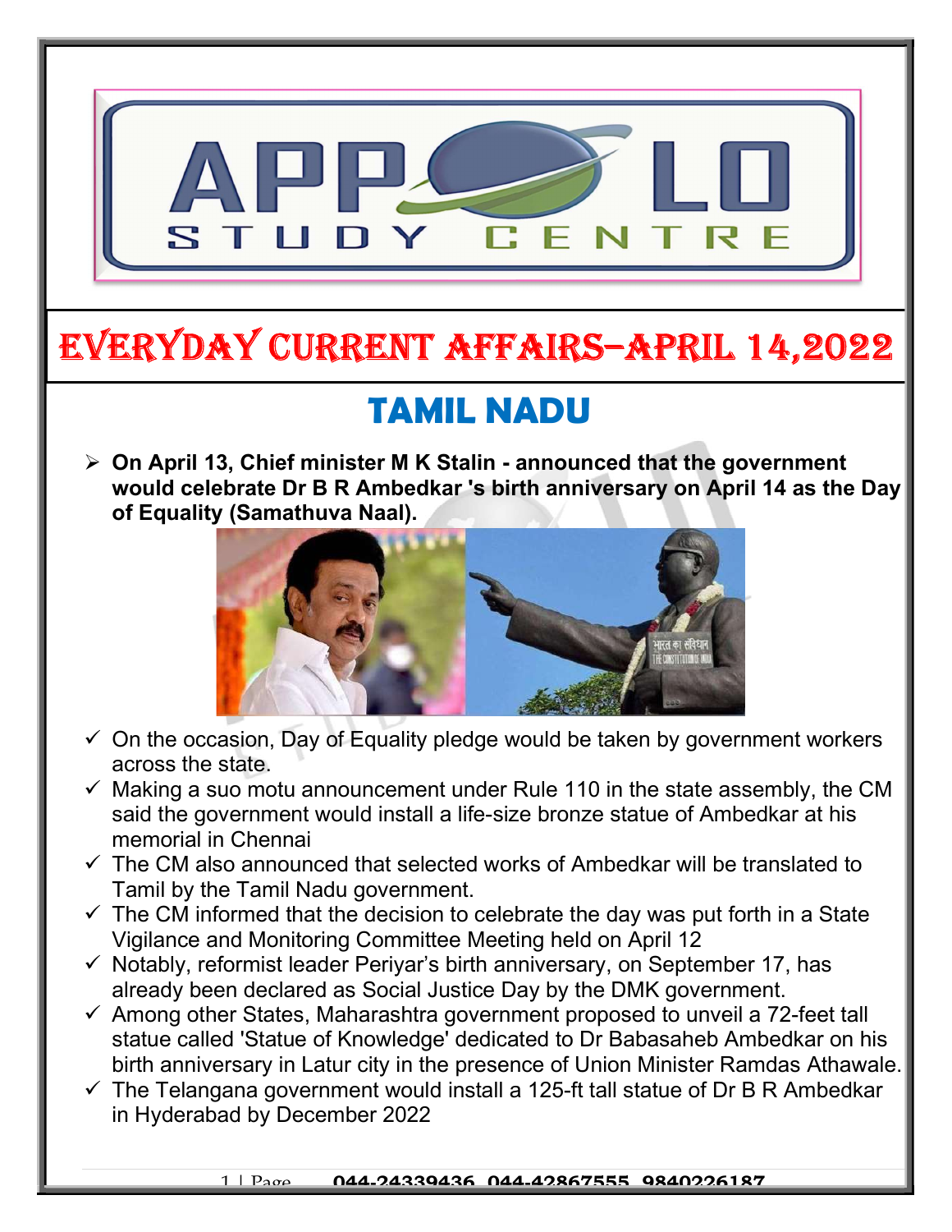# EVERYDAY CURRENT AFFAIRS–APRIL 14,2022

## TAMIL NADU

- **On April 13, Chief minister M K Stalin - announced that the government would celebrate Dr B R Ambedkar 's birth anniversary on April 14 as the Day of Equality (Samathuva Naal).**

  - ✓ On the occasion, Day of Equality pledge would be taken by government workers across the state.
  - ✓ Making a suo motu announcement under Rule 110 in the state assembly, the CM said the government would install a life-size bronze statue of Ambedkar at his memorial in Chennai
  - ✓ The CM also announced that selected works of Ambedkar will be translated to Tamil by the Tamil Nadu government.
  - ✓ The CM informed that the decision to celebrate the day was put forth in a State Vigilance and Monitoring Committee Meeting held on April 12
  - ✓ Notably, reformist leader Periyar's birth anniversary, on September 17, has already been declared as Social Justice Day by the DMK government.
  - ✓ Among other States, Maharashtra government proposed to unveil a 72-feet tall statue called 'Statue of Knowledge' dedicated to Dr Babasaheb Ambedkar on his birth anniversary in Latur city in the presence of Union Minister Ramdas Athawale.
  - ✓ The Telangana government would install a 125-ft tall statue of Dr B R Ambedkar in Hyderabad by December 2022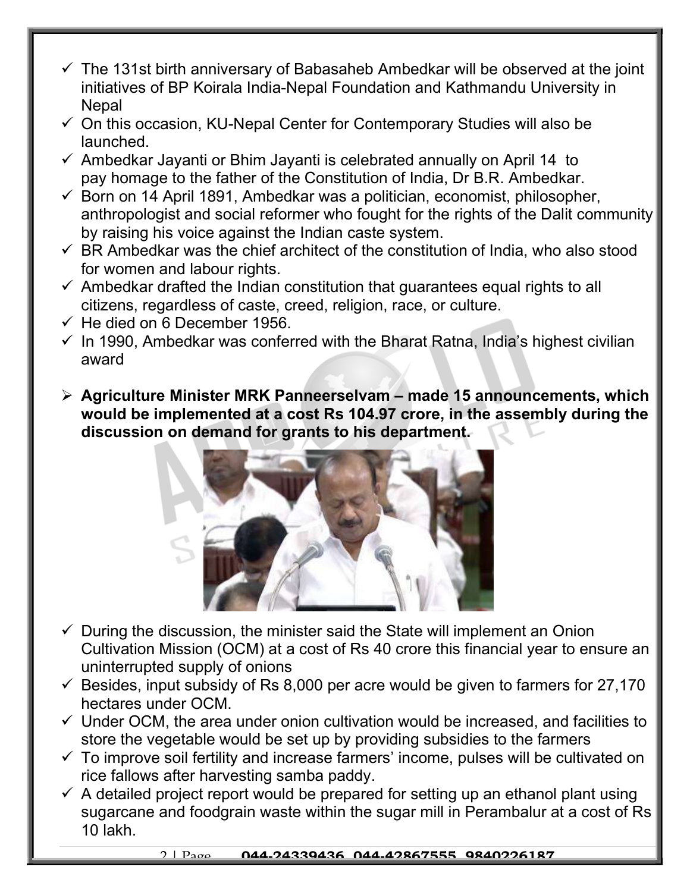- The 131st birth anniversary of Babasaheb Ambedkar will be observed at the joint initiatives of BP Koirala India-Nepal Foundation and Kathmandu University in Nepal
- On this occasion, KU-Nepal Center for Contemporary Studies will also be launched.
- Ambedkar Jayanti or Bhim Jayanti is celebrated annually on April 14 to pay homage to the father of the Constitution of India, Dr B.R. Ambedkar.
- Born on 14 April 1891, Ambedkar was a politician, economist, philosopher, anthropologist and social reformer who fought for the rights of the Dalit community by raising his voice against the Indian caste system.
- BR Ambedkar was the chief architect of the constitution of India, who also stood for women and labour rights.
- Ambedkar drafted the Indian constitution that guarantees equal rights to all citizens, regardless of caste, creed, religion, race, or culture.
- He died on 6 December 1956.
- In 1990, Ambedkar was conferred with the Bharat Ratna, India's highest civilian award

- **Agriculture Minister MRK Panneerselvam – made 15 announcements, which would be implemented at a cost Rs 104.97 crore, in the assembly during the discussion on demand for grants to his department.**

- During the discussion, the minister said the State will implement an Onion Cultivation Mission (OCM) at a cost of Rs 40 crore this financial year to ensure an uninterrupted supply of onions
- Besides, input subsidy of Rs 8,000 per acre would be given to farmers for 27,170 hectares under OCM.
- Under OCM, the area under onion cultivation would be increased, and facilities to store the vegetable would be set up by providing subsidies to the farmers
- To improve soil fertility and increase farmers' income, pulses will be cultivated on rice fallows after harvesting samba paddy.
- A detailed project report would be prepared for setting up an ethanol plant using sugarcane and foodgrain waste within the sugar mill in Perambalur at a cost of Rs 10 lakh.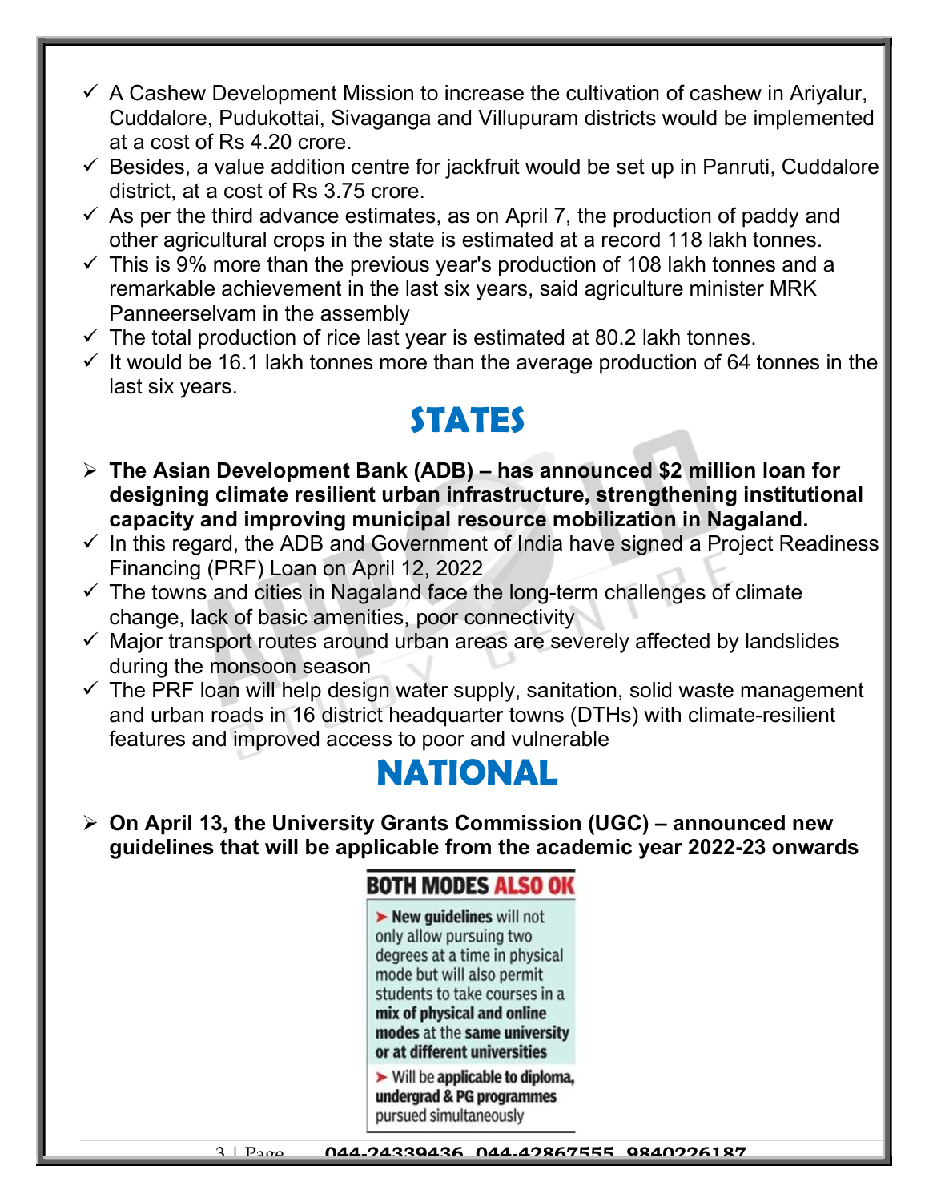- ✓ A Cashew Development Mission to increase the cultivation of cashew in Ariyalur, Cuddalore, Pudukottai, Sivaganga and Villupuram districts would be implemented at a cost of Rs 4.20 crore.
- ✓ Besides, a value addition centre for jackfruit would be set up in Panruti, Cuddalore district, at a cost of Rs 3.75 crore.
- ✓ As per the third advance estimates, as on April 7, the production of paddy and other agricultural crops in the state is estimated at a record 118 lakh tonnes.
- ✓ This is 9% more than the previous year's production of 108 lakh tonnes and a remarkable achievement in the last six years, said agriculture minister MRK Panneerselvam in the assembly
- ✓ The total production of rice last year is estimated at 80.2 lakh tonnes.
- ✓ It would be 16.1 lakh tonnes more than the average production of 64 tonnes in the last six years.

# STATES

- ➢ **The Asian Development Bank (ADB) – has announced $2 million loan for designing climate resilient urban infrastructure, strengthening institutional capacity and improving municipal resource mobilization in Nagaland.**
- ✓ In this regard, the ADB and Government of India have signed a Project Readiness Financing (PRF) Loan on April 12, 2022
- ✓ The towns and cities in Nagaland face the long-term challenges of climate change, lack of basic amenities, poor connectivity
- ✓ Major transport routes around urban areas are severely affected by landslides during the monsoon season
- ✓ The PRF loan will help design water supply, sanitation, solid waste management and urban roads in 16 district headquarter towns (DTHs) with climate-resilient features and improved access to poor and vulnerable

# NATIONAL

- ➢ **On April 13, the University Grants Commission (UGC) – announced new guidelines that will be applicable from the academic year 2022-23 onwards**

**BOTH MODES ALSO OK**

- ➤ **New guidelines** will not only allow pursuing two degrees at a time in physical mode but will also permit students to take courses in a **mix of physical and online modes** at the **same university or at different universities**
- ➤ Will be **applicable to diploma, undergrad & PG programmes** pursued simultaneously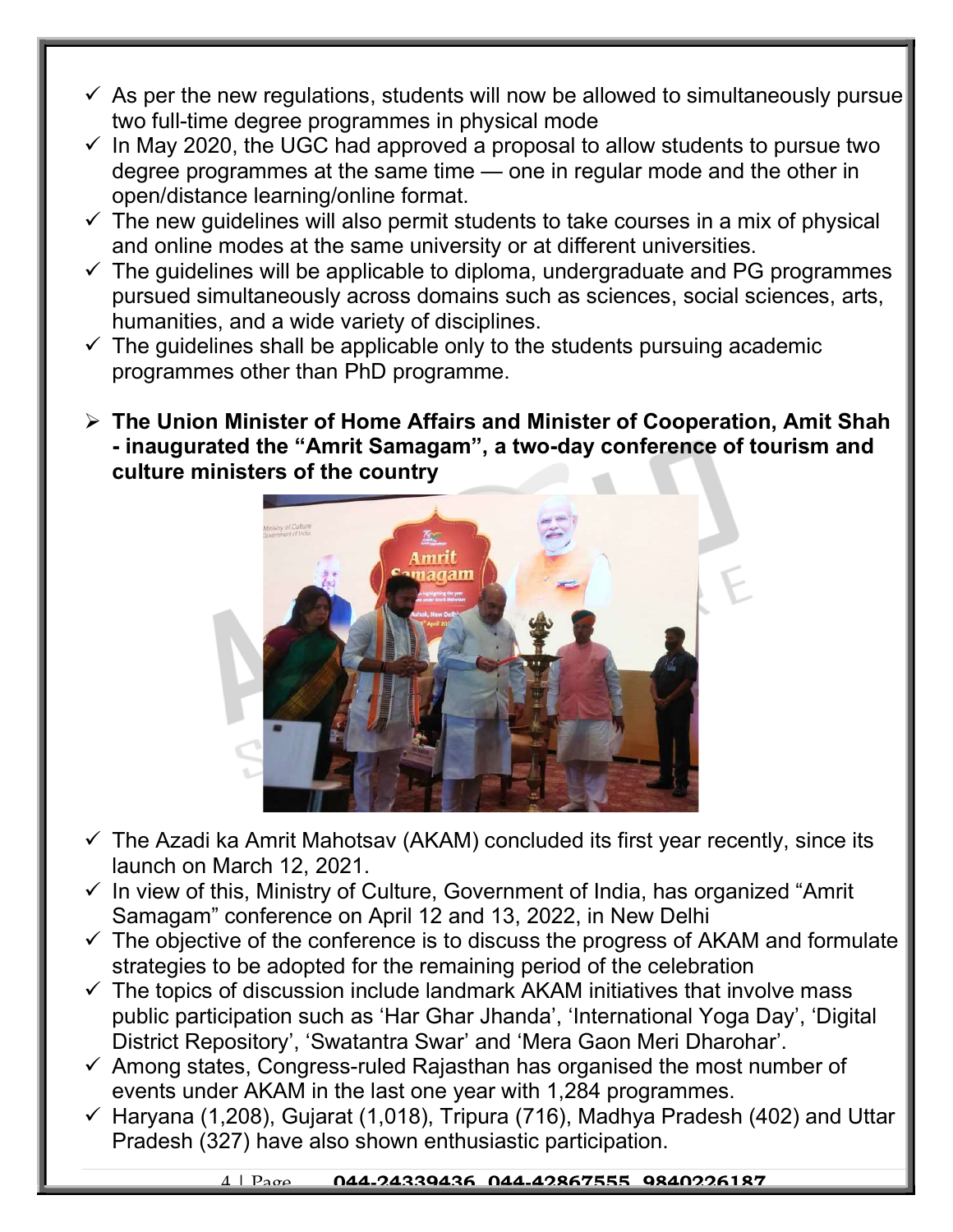- As per the new regulations, students will now be allowed to simultaneously pursue two full-time degree programmes in physical mode
- In May 2020, the UGC had approved a proposal to allow students to pursue two degree programmes at the same time — one in regular mode and the other in open/distance learning/online format.
- The new guidelines will also permit students to take courses in a mix of physical and online modes at the same university or at different universities.
- The guidelines will be applicable to diploma, undergraduate and PG programmes pursued simultaneously across domains such as sciences, social sciences, arts, humanities, and a wide variety of disciplines.
- The guidelines shall be applicable only to the students pursuing academic programmes other than PhD programme.

- **The Union Minister of Home Affairs and Minister of Cooperation, Amit Shah - inaugurated the "Amrit Samagam", a two-day conference of tourism and culture ministers of the country**

- The Azadi ka Amrit Mahotsav (AKAM) concluded its first year recently, since its launch on March 12, 2021.
- In view of this, Ministry of Culture, Government of India, has organized "Amrit Samagam" conference on April 12 and 13, 2022, in New Delhi
- The objective of the conference is to discuss the progress of AKAM and formulate strategies to be adopted for the remaining period of the celebration
- The topics of discussion include landmark AKAM initiatives that involve mass public participation such as 'Har Ghar Jhanda', 'International Yoga Day', 'Digital District Repository', 'Swatantra Swar' and 'Mera Gaon Meri Dharohar'.
- Among states, Congress-ruled Rajasthan has organised the most number of events under AKAM in the last one year with 1,284 programmes.
- Haryana (1,208), Gujarat (1,018), Tripura (716), Madhya Pradesh (402) and Uttar Pradesh (327) have also shown enthusiastic participation.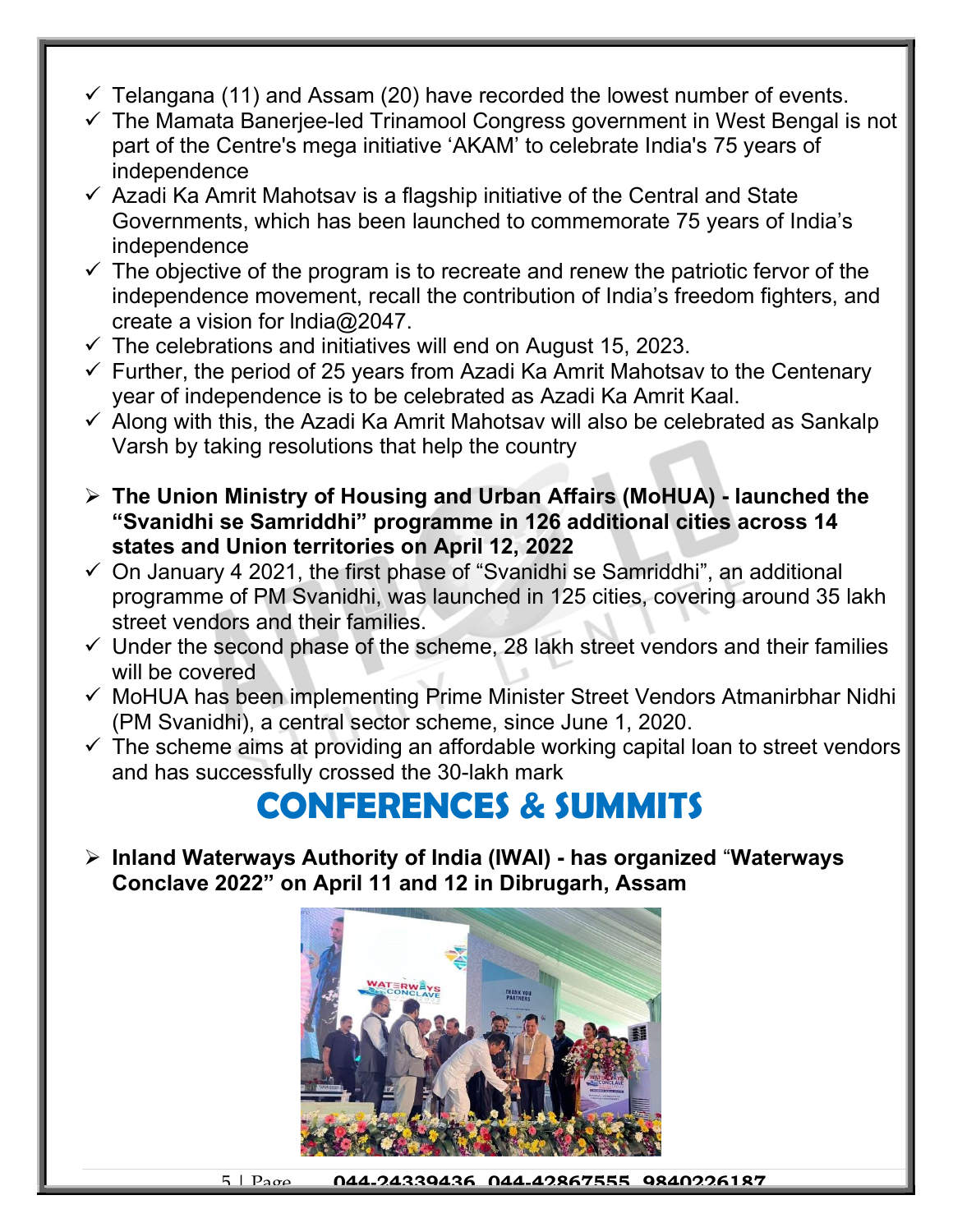- ✓ Telangana (11) and Assam (20) have recorded the lowest number of events.
- ✓ The Mamata Banerjee-led Trinamool Congress government in West Bengal is not part of the Centre's mega initiative 'AKAM' to celebrate India's 75 years of independence
- ✓ Azadi Ka Amrit Mahotsav is a flagship initiative of the Central and State Governments, which has been launched to commemorate 75 years of India's independence
- ✓ The objective of the program is to recreate and renew the patriotic fervor of the independence movement, recall the contribution of India's freedom fighters, and create a vision for India@2047.
- ✓ The celebrations and initiatives will end on August 15, 2023.
- ✓ Further, the period of 25 years from Azadi Ka Amrit Mahotsav to the Centenary year of independence is to be celebrated as Azadi Ka Amrit Kaal.
- ✓ Along with this, the Azadi Ka Amrit Mahotsav will also be celebrated as Sankalp Varsh by taking resolutions that help the country

- **The Union Ministry of Housing and Urban Affairs (MoHUA) - launched the "Svanidhi se Samriddhi" programme in 126 additional cities across 14 states and Union territories on April 12, 2022**
- ✓ On January 4 2021, the first phase of "Svanidhi se Samriddhi", an additional programme of PM Svanidhi, was launched in 125 cities, covering around 35 lakh street vendors and their families.
- ✓ Under the second phase of the scheme, 28 lakh street vendors and their families will be covered
- ✓ MoHUA has been implementing Prime Minister Street Vendors Atmanirbhar Nidhi (PM Svanidhi), a central sector scheme, since June 1, 2020.
- ✓ The scheme aims at providing an affordable working capital loan to street vendors and has successfully crossed the 30-lakh mark

# CONFERENCES & SUMMITS

- **Inland Waterways Authority of India (IWAI) - has organized "Waterways Conclave 2022" on April 11 and 12 in Dibrugarh, Assam**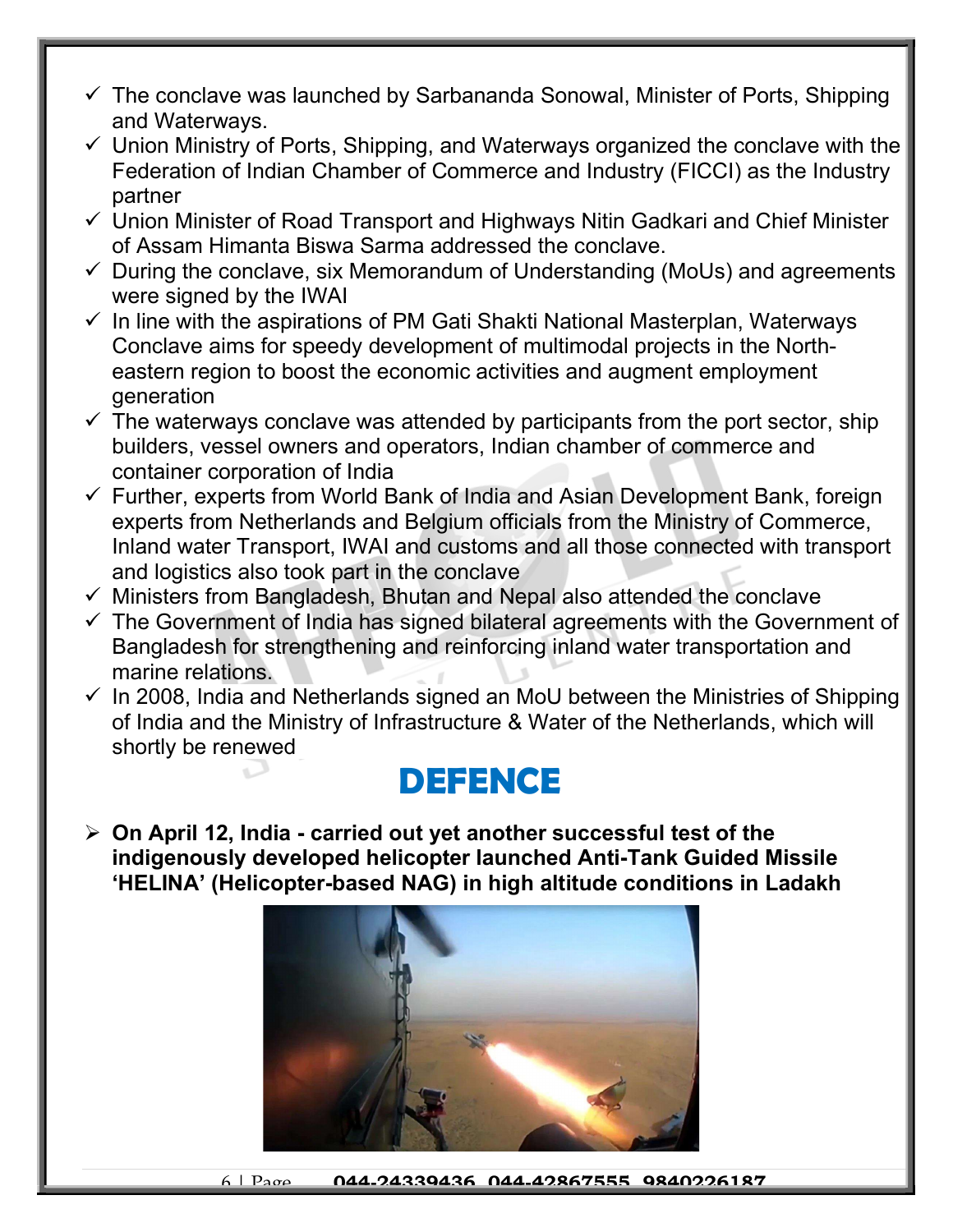- The conclave was launched by Sarbananda Sonowal, Minister of Ports, Shipping and Waterways.
- Union Ministry of Ports, Shipping, and Waterways organized the conclave with the Federation of Indian Chamber of Commerce and Industry (FICCI) as the Industry partner
- Union Minister of Road Transport and Highways Nitin Gadkari and Chief Minister of Assam Himanta Biswa Sarma addressed the conclave.
- During the conclave, six Memorandum of Understanding (MoUs) and agreements were signed by the IWAI
- In line with the aspirations of PM Gati Shakti National Masterplan, Waterways Conclave aims for speedy development of multimodal projects in the North-eastern region to boost the economic activities and augment employment generation
- The waterways conclave was attended by participants from the port sector, ship builders, vessel owners and operators, Indian chamber of commerce and container corporation of India
- Further, experts from World Bank of India and Asian Development Bank, foreign experts from Netherlands and Belgium officials from the Ministry of Commerce, Inland water Transport, IWAI and customs and all those connected with transport and logistics also took part in the conclave
- Ministers from Bangladesh, Bhutan and Nepal also attended the conclave
- The Government of India has signed bilateral agreements with the Government of Bangladesh for strengthening and reinforcing inland water transportation and marine relations.
- In 2008, India and Netherlands signed an MoU between the Ministries of Shipping of India and the Ministry of Infrastructure & Water of the Netherlands, which will shortly be renewed

# DEFENCE

- **On April 12, India - carried out yet another successful test of the indigenously developed helicopter launched Anti-Tank Guided Missile 'HELINA' (Helicopter-based NAG) in high altitude conditions in Ladakh**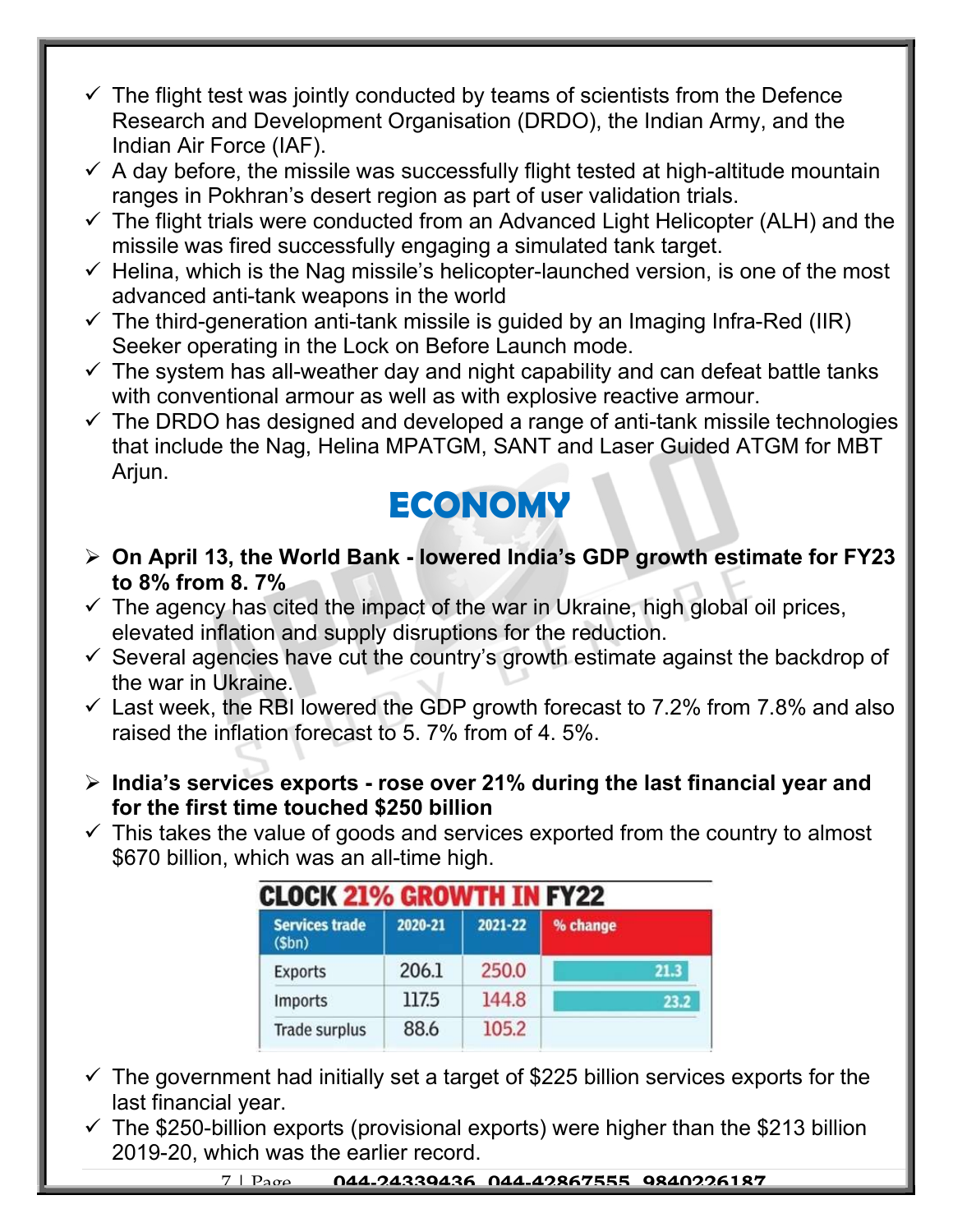- ✓ The flight test was jointly conducted by teams of scientists from the Defence Research and Development Organisation (DRDO), the Indian Army, and the Indian Air Force (IAF).
- ✓ A day before, the missile was successfully flight tested at high-altitude mountain ranges in Pokhran's desert region as part of user validation trials.
- ✓ The flight trials were conducted from an Advanced Light Helicopter (ALH) and the missile was fired successfully engaging a simulated tank target.
- ✓ Helina, which is the Nag missile's helicopter-launched version, is one of the most advanced anti-tank weapons in the world
- ✓ The third-generation anti-tank missile is guided by an Imaging Infra-Red (IIR) Seeker operating in the Lock on Before Launch mode.
- ✓ The system has all-weather day and night capability and can defeat battle tanks with conventional armour as well as with explosive reactive armour.
- ✓ The DRDO has designed and developed a range of anti-tank missile technologies that include the Nag, Helina MPATGM, SANT and Laser Guided ATGM for MBT Arjun.

# ECONOMY

- ➢ **On April 13, the World Bank - lowered India's GDP growth estimate for FY23 to 8% from 8. 7%**
- ✓ The agency has cited the impact of the war in Ukraine, high global oil prices, elevated inflation and supply disruptions for the reduction.
- ✓ Several agencies have cut the country's growth estimate against the backdrop of the war in Ukraine.
- ✓ Last week, the RBI lowered the GDP growth forecast to 7.2% from 7.8% and also raised the inflation forecast to 5. 7% from of 4. 5%.

- ➢ **India's services exports - rose over 21% during the last financial year and for the first time touched $250 billion**
- ✓ This takes the value of goods and services exported from the country to almost $670 billion, which was an all-time high.

**CLOCK 21% GROWTH IN FY22**

| Services trade ($bn) | 2020-21 | 2021-22 | % change |
|---|---|---|---|
| Exports | 206.1 | 250.0 | 21.3 |
| Imports | 117.5 | 144.8 | 23.2 |
| Trade surplus | 88.6 | 105.2 | |

- ✓ The government had initially set a target of $225 billion services exports for the last financial year.
- ✓ The $250-billion exports (provisional exports) were higher than the $213 billion 2019-20, which was the earlier record.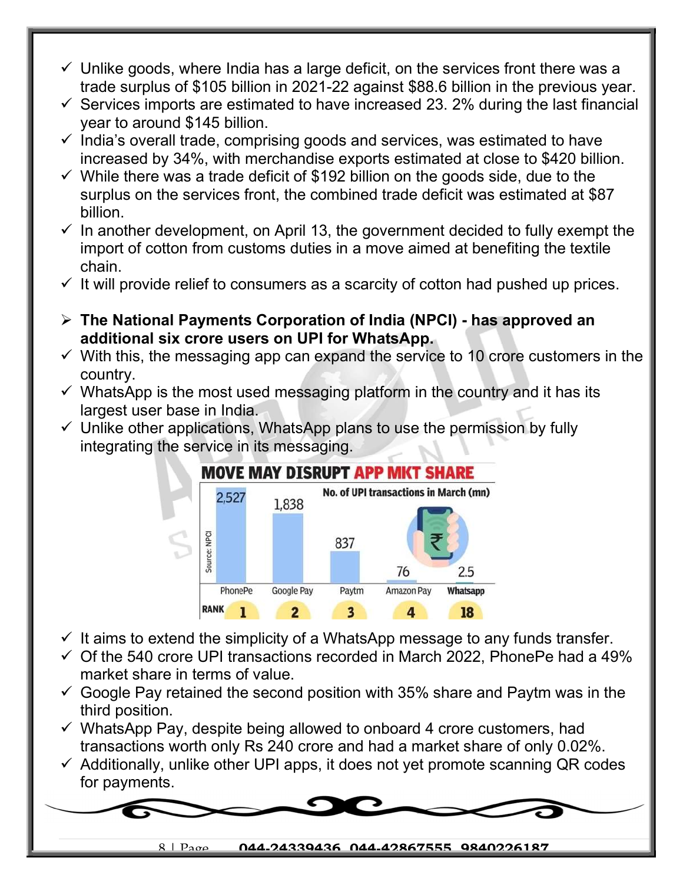- ✓ Unlike goods, where India has a large deficit, on the services front there was a trade surplus of $105 billion in 2021-22 against $88.6 billion in the previous year.
- ✓ Services imports are estimated to have increased 23. 2% during the last financial year to around $145 billion.
- ✓ India's overall trade, comprising goods and services, was estimated to have increased by 34%, with merchandise exports estimated at close to $420 billion.
- ✓ While there was a trade deficit of $192 billion on the goods side, due to the surplus on the services front, the combined trade deficit was estimated at $87 billion.
- ✓ In another development, on April 13, the government decided to fully exempt the import of cotton from customs duties in a move aimed at benefiting the textile chain.
- ✓ It will provide relief to consumers as a scarcity of cotton had pushed up prices.

- **The National Payments Corporation of India (NPCI) - has approved an additional six crore users on UPI for WhatsApp.**
- ✓ With this, the messaging app can expand the service to 10 crore customers in the country.
- ✓ WhatsApp is the most used messaging platform in the country and it has its largest user base in India.
- ✓ Unlike other applications, WhatsApp plans to use the permission by fully integrating the service in its messaging.

MOVE MAY DISRUPT APP MKT SHARE

No. of UPI transactions in March (mn)

Source: NPCI

PhonePe 2,527
Google Pay 1,838
Paytm 837
Amazon Pay 76
Whatsapp 2.5

RANK 1 2 3 4 18

- ✓ It aims to extend the simplicity of a WhatsApp message to any funds transfer.
- ✓ Of the 540 crore UPI transactions recorded in March 2022, PhonePe had a 49% market share in terms of value.
- ✓ Google Pay retained the second position with 35% share and Paytm was in the third position.
- ✓ WhatsApp Pay, despite being allowed to onboard 4 crore customers, had transactions worth only Rs 240 crore and had a market share of only 0.02%.
- ✓ Additionally, unlike other UPI apps, it does not yet promote scanning QR codes for payments.